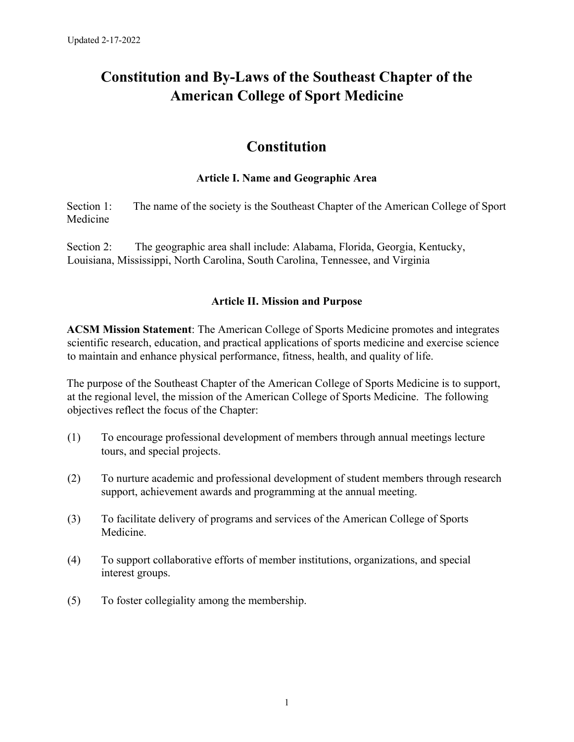Updated 2-17-2022

# Constitution and By-Laws of the Southeast Chapter of the American College of Sport Medicine

## Constitution

### Article I. Name and Geographic Area

Section 1: The name of the society is the Southeast Chapter of the American College of Sport Medicine

Section 2: The geographic area shall include: Alabama, Florida, Georgia, Kentucky, Louisiana, Mississippi, North Carolina, South Carolina, Tennessee, and Virginia

### Article II. Mission and Purpose

**ACSM Mission Statement**: The American College of Sports Medicine promotes and integrates scientific research, education, and practical applications of sports medicine and exercise science to maintain and enhance physical performance, fitness, health, and quality of life.

The purpose of the Southeast Chapter of the American College of Sports Medicine is to support, at the regional level, the mission of the American College of Sports Medicine. The following objectives reflect the focus of the Chapter:

(1) To encourage professional development of members through annual meetings lecture tours, and special projects.

(2) To nurture academic and professional development of student members through research support, achievement awards and programming at the annual meeting.

(3) To facilitate delivery of programs and services of the American College of Sports Medicine.

(4) To support collaborative efforts of member institutions, organizations, and special interest groups.

(5) To foster collegiality among the membership.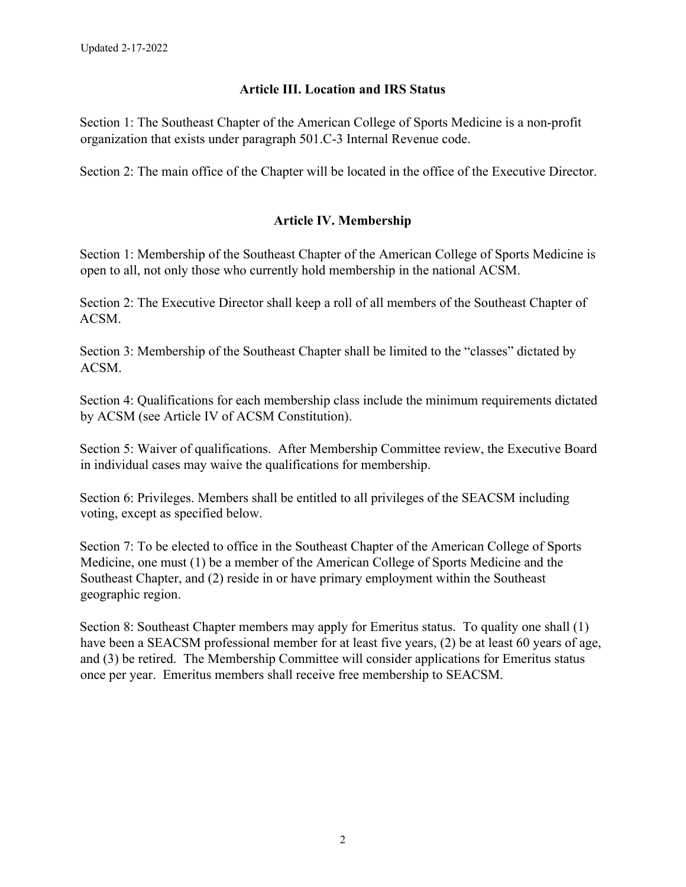## Article III. Location and IRS Status

Section 1: The Southeast Chapter of the American College of Sports Medicine is a non-profit organization that exists under paragraph 501.C-3 Internal Revenue code.

Section 2: The main office of the Chapter will be located in the office of the Executive Director.

## Article IV. Membership

Section 1: Membership of the Southeast Chapter of the American College of Sports Medicine is open to all, not only those who currently hold membership in the national ACSM.

Section 2: The Executive Director shall keep a roll of all members of the Southeast Chapter of ACSM.

Section 3: Membership of the Southeast Chapter shall be limited to the "classes" dictated by ACSM.

Section 4: Qualifications for each membership class include the minimum requirements dictated by ACSM (see Article IV of ACSM Constitution).

Section 5: Waiver of qualifications. After Membership Committee review, the Executive Board in individual cases may waive the qualifications for membership.

Section 6: Privileges. Members shall be entitled to all privileges of the SEACSM including voting, except as specified below.

Section 7: To be elected to office in the Southeast Chapter of the American College of Sports Medicine, one must (1) be a member of the American College of Sports Medicine and the Southeast Chapter, and (2) reside in or have primary employment within the Southeast geographic region.

Section 8: Southeast Chapter members may apply for Emeritus status. To quality one shall (1) have been a SEACSM professional member for at least five years, (2) be at least 60 years of age, and (3) be retired. The Membership Committee will consider applications for Emeritus status once per year. Emeritus members shall receive free membership to SEACSM.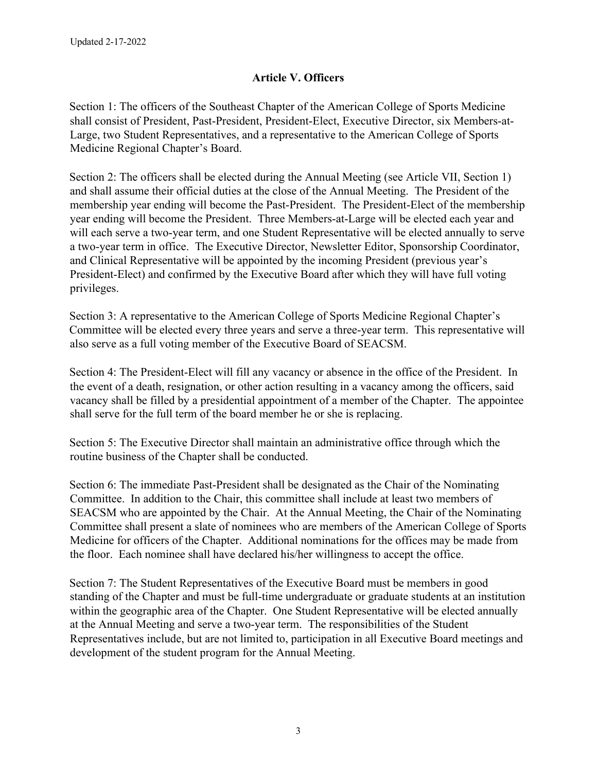## Article V. Officers

Section 1: The officers of the Southeast Chapter of the American College of Sports Medicine shall consist of President, Past-President, President-Elect, Executive Director, six Members-at-Large, two Student Representatives, and a representative to the American College of Sports Medicine Regional Chapter's Board.

Section 2: The officers shall be elected during the Annual Meeting (see Article VII, Section 1) and shall assume their official duties at the close of the Annual Meeting. The President of the membership year ending will become the Past-President. The President-Elect of the membership year ending will become the President. Three Members-at-Large will be elected each year and will each serve a two-year term, and one Student Representative will be elected annually to serve a two-year term in office. The Executive Director, Newsletter Editor, Sponsorship Coordinator, and Clinical Representative will be appointed by the incoming President (previous year's President-Elect) and confirmed by the Executive Board after which they will have full voting privileges.

Section 3: A representative to the American College of Sports Medicine Regional Chapter's Committee will be elected every three years and serve a three-year term. This representative will also serve as a full voting member of the Executive Board of SEACSM.

Section 4: The President-Elect will fill any vacancy or absence in the office of the President. In the event of a death, resignation, or other action resulting in a vacancy among the officers, said vacancy shall be filled by a presidential appointment of a member of the Chapter. The appointee shall serve for the full term of the board member he or she is replacing.

Section 5: The Executive Director shall maintain an administrative office through which the routine business of the Chapter shall be conducted.

Section 6: The immediate Past-President shall be designated as the Chair of the Nominating Committee. In addition to the Chair, this committee shall include at least two members of SEACSM who are appointed by the Chair. At the Annual Meeting, the Chair of the Nominating Committee shall present a slate of nominees who are members of the American College of Sports Medicine for officers of the Chapter. Additional nominations for the offices may be made from the floor. Each nominee shall have declared his/her willingness to accept the office.

Section 7: The Student Representatives of the Executive Board must be members in good standing of the Chapter and must be full-time undergraduate or graduate students at an institution within the geographic area of the Chapter. One Student Representative will be elected annually at the Annual Meeting and serve a two-year term. The responsibilities of the Student Representatives include, but are not limited to, participation in all Executive Board meetings and development of the student program for the Annual Meeting.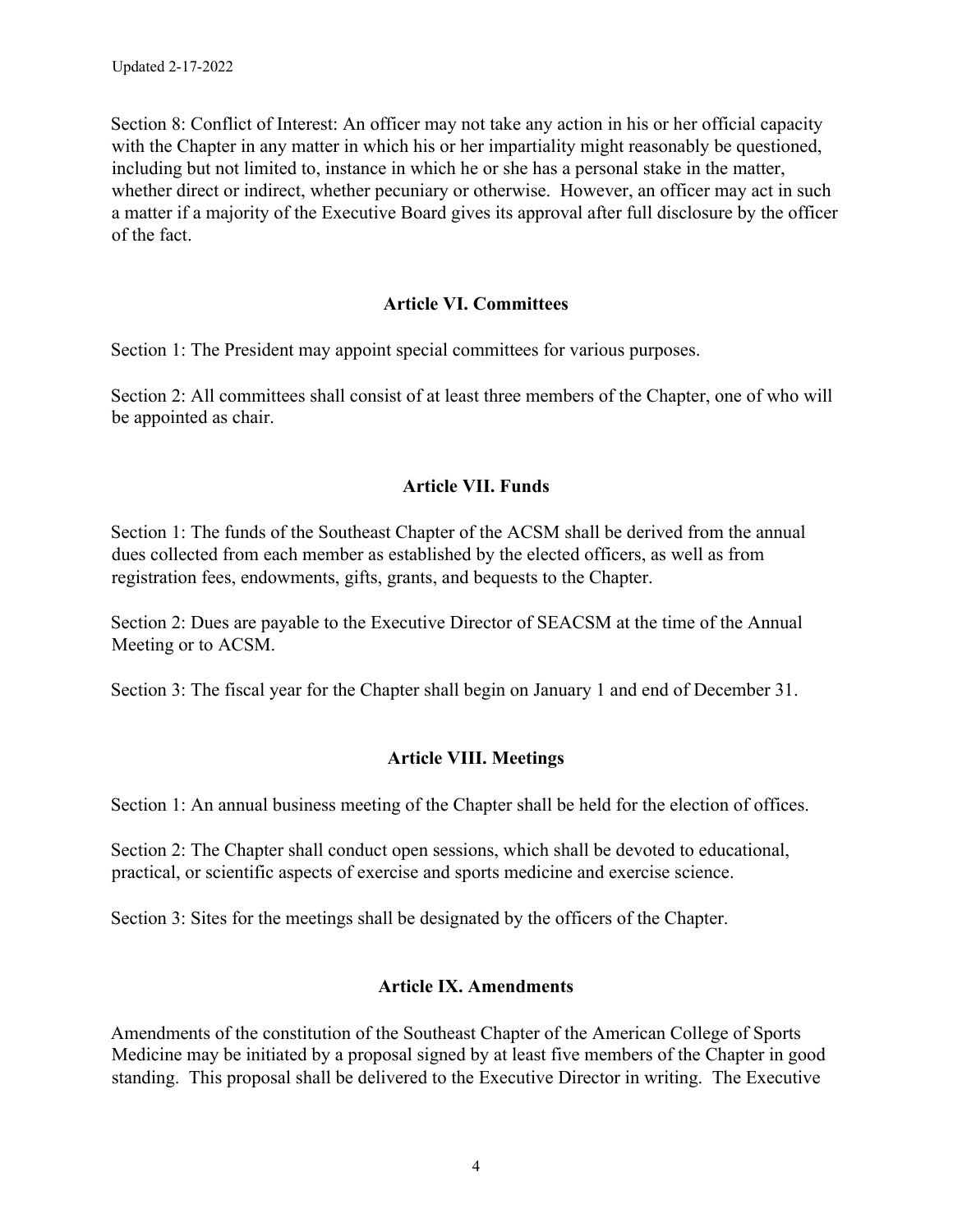Section 8: Conflict of Interest: An officer may not take any action in his or her official capacity with the Chapter in any matter in which his or her impartiality might reasonably be questioned, including but not limited to, instance in which he or she has a personal stake in the matter, whether direct or indirect, whether pecuniary or otherwise. However, an officer may act in such a matter if a majority of the Executive Board gives its approval after full disclosure by the officer of the fact.

## Article VI. Committees

Section 1: The President may appoint special committees for various purposes.

Section 2: All committees shall consist of at least three members of the Chapter, one of who will be appointed as chair.

## Article VII. Funds

Section 1: The funds of the Southeast Chapter of the ACSM shall be derived from the annual dues collected from each member as established by the elected officers, as well as from registration fees, endowments, gifts, grants, and bequests to the Chapter.

Section 2: Dues are payable to the Executive Director of SEACSM at the time of the Annual Meeting or to ACSM.

Section 3: The fiscal year for the Chapter shall begin on January 1 and end of December 31.

## Article VIII. Meetings

Section 1: An annual business meeting of the Chapter shall be held for the election of offices.

Section 2: The Chapter shall conduct open sessions, which shall be devoted to educational, practical, or scientific aspects of exercise and sports medicine and exercise science.

Section 3: Sites for the meetings shall be designated by the officers of the Chapter.

## Article IX. Amendments

Amendments of the constitution of the Southeast Chapter of the American College of Sports Medicine may be initiated by a proposal signed by at least five members of the Chapter in good standing. This proposal shall be delivered to the Executive Director in writing. The Executive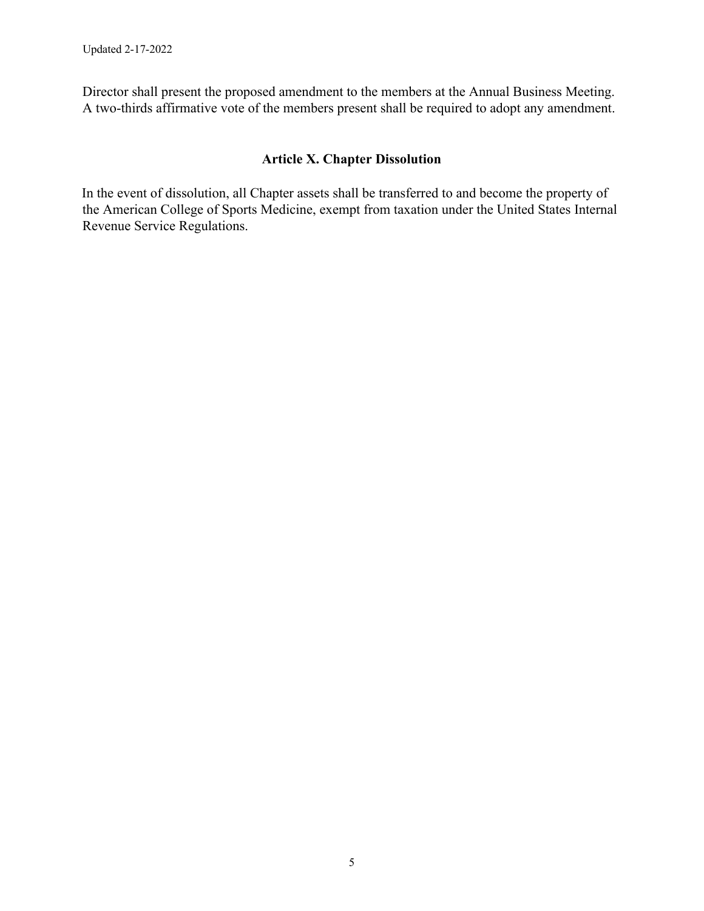Director shall present the proposed amendment to the members at the Annual Business Meeting. A two-thirds affirmative vote of the members present shall be required to adopt any amendment.

## Article X. Chapter Dissolution

In the event of dissolution, all Chapter assets shall be transferred to and become the property of the American College of Sports Medicine, exempt from taxation under the United States Internal Revenue Service Regulations.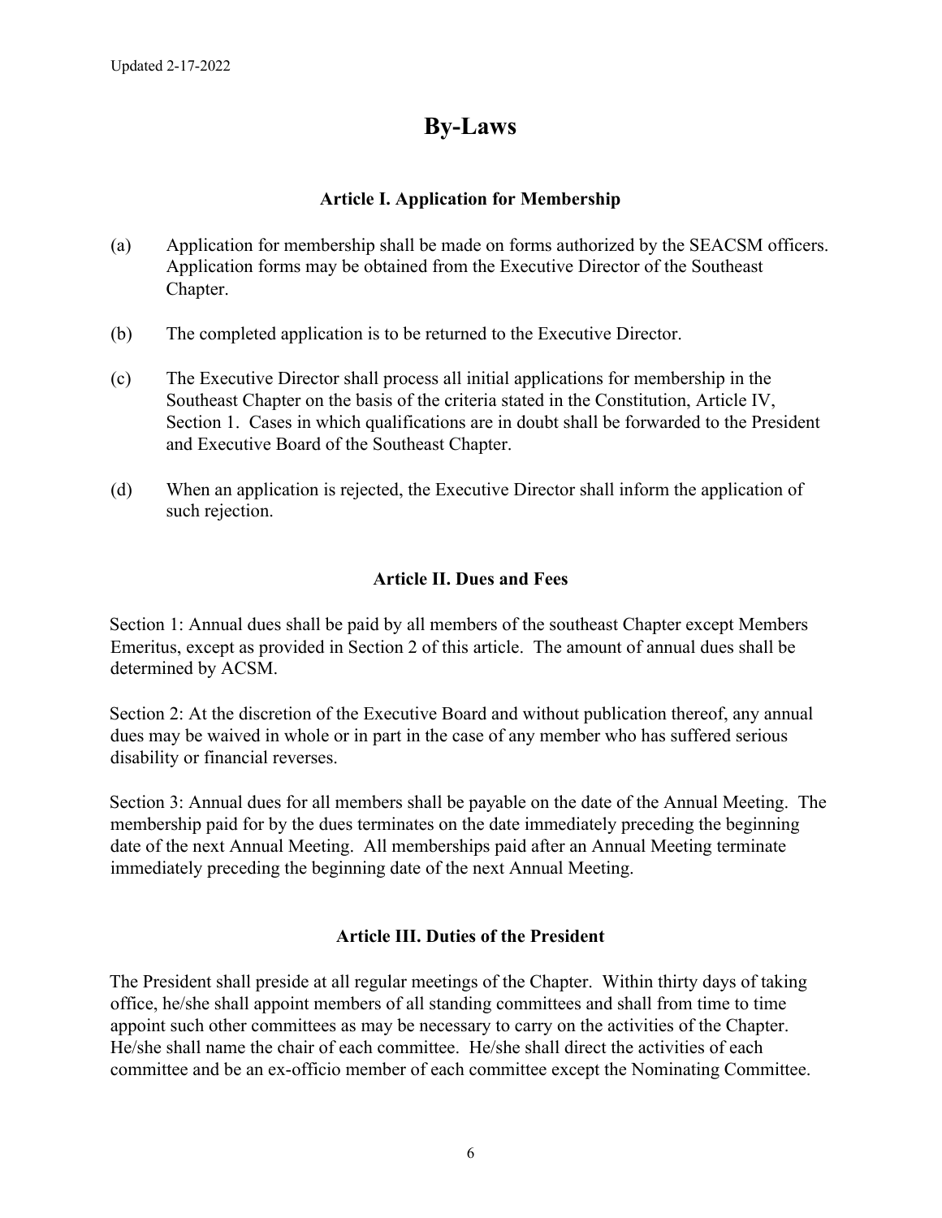Updated 2-17-2022

# By-Laws

## Article I. Application for Membership

(a) Application for membership shall be made on forms authorized by the SEACSM officers. Application forms may be obtained from the Executive Director of the Southeast Chapter.

(b) The completed application is to be returned to the Executive Director.

(c) The Executive Director shall process all initial applications for membership in the Southeast Chapter on the basis of the criteria stated in the Constitution, Article IV, Section 1. Cases in which qualifications are in doubt shall be forwarded to the President and Executive Board of the Southeast Chapter.

(d) When an application is rejected, the Executive Director shall inform the application of such rejection.

## Article II. Dues and Fees

Section 1: Annual dues shall be paid by all members of the southeast Chapter except Members Emeritus, except as provided in Section 2 of this article. The amount of annual dues shall be determined by ACSM.

Section 2: At the discretion of the Executive Board and without publication thereof, any annual dues may be waived in whole or in part in the case of any member who has suffered serious disability or financial reverses.

Section 3: Annual dues for all members shall be payable on the date of the Annual Meeting. The membership paid for by the dues terminates on the date immediately preceding the beginning date of the next Annual Meeting. All memberships paid after an Annual Meeting terminate immediately preceding the beginning date of the next Annual Meeting.

## Article III. Duties of the President

The President shall preside at all regular meetings of the Chapter. Within thirty days of taking office, he/she shall appoint members of all standing committees and shall from time to time appoint such other committees as may be necessary to carry on the activities of the Chapter. He/she shall name the chair of each committee. He/she shall direct the activities of each committee and be an ex-officio member of each committee except the Nominating Committee.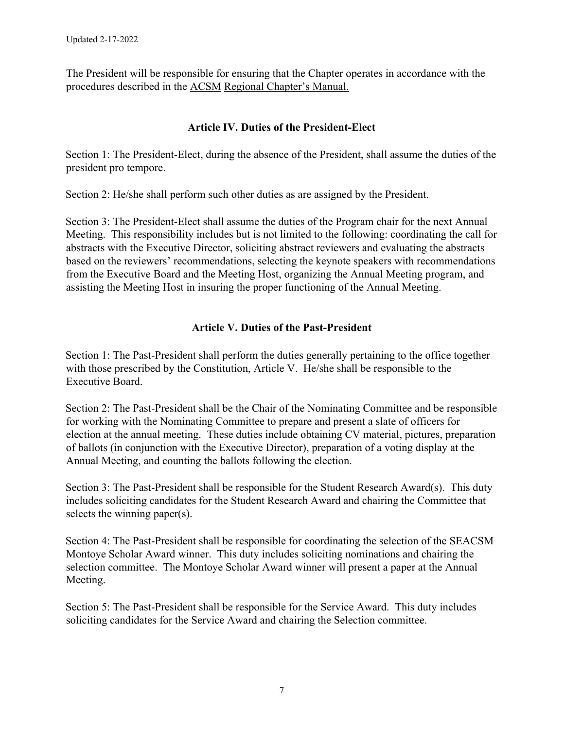The President will be responsible for ensuring that the Chapter operates in accordance with the procedures described in the ACSM Regional Chapter's Manual.

### Article IV. Duties of the President-Elect

Section 1: The President-Elect, during the absence of the President, shall assume the duties of the president pro tempore.

Section 2: He/she shall perform such other duties as are assigned by the President.

Section 3: The President-Elect shall assume the duties of the Program chair for the next Annual Meeting. This responsibility includes but is not limited to the following: coordinating the call for abstracts with the Executive Director, soliciting abstract reviewers and evaluating the abstracts based on the reviewers' recommendations, selecting the keynote speakers with recommendations from the Executive Board and the Meeting Host, organizing the Annual Meeting program, and assisting the Meeting Host in insuring the proper functioning of the Annual Meeting.

### Article V. Duties of the Past-President

Section 1: The Past-President shall perform the duties generally pertaining to the office together with those prescribed by the Constitution, Article V. He/she shall be responsible to the Executive Board.

Section 2: The Past-President shall be the Chair of the Nominating Committee and be responsible for working with the Nominating Committee to prepare and present a slate of officers for election at the annual meeting. These duties include obtaining CV material, pictures, preparation of ballots (in conjunction with the Executive Director), preparation of a voting display at the Annual Meeting, and counting the ballots following the election.

Section 3: The Past-President shall be responsible for the Student Research Award(s). This duty includes soliciting candidates for the Student Research Award and chairing the Committee that selects the winning paper(s).

Section 4: The Past-President shall be responsible for coordinating the selection of the SEACSM Montoye Scholar Award winner. This duty includes soliciting nominations and chairing the selection committee. The Montoye Scholar Award winner will present a paper at the Annual Meeting.

Section 5: The Past-President shall be responsible for the Service Award. This duty includes soliciting candidates for the Service Award and chairing the Selection committee.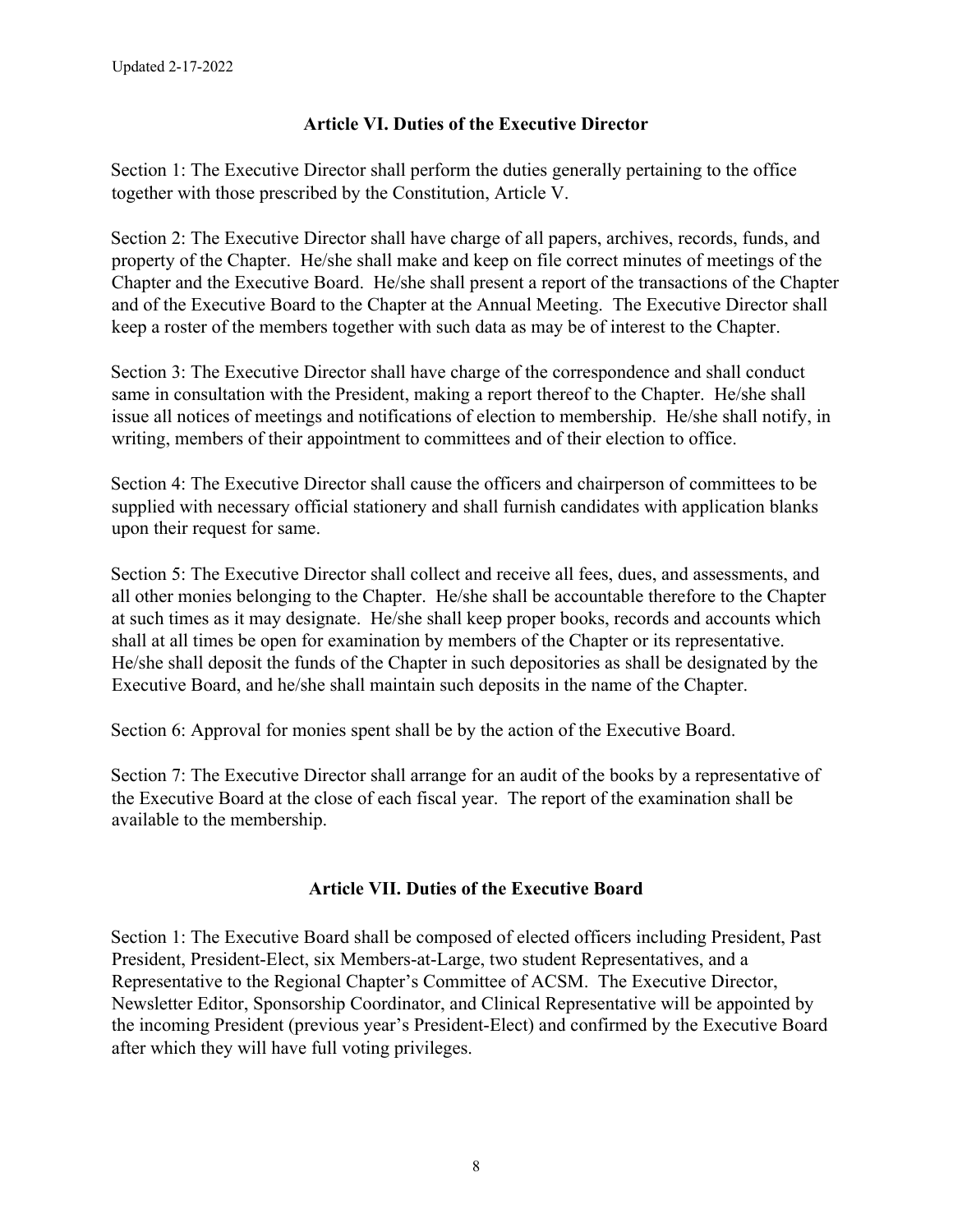## Article VI. Duties of the Executive Director

Section 1: The Executive Director shall perform the duties generally pertaining to the office together with those prescribed by the Constitution, Article V.

Section 2: The Executive Director shall have charge of all papers, archives, records, funds, and property of the Chapter. He/she shall make and keep on file correct minutes of meetings of the Chapter and the Executive Board. He/she shall present a report of the transactions of the Chapter and of the Executive Board to the Chapter at the Annual Meeting. The Executive Director shall keep a roster of the members together with such data as may be of interest to the Chapter.

Section 3: The Executive Director shall have charge of the correspondence and shall conduct same in consultation with the President, making a report thereof to the Chapter. He/she shall issue all notices of meetings and notifications of election to membership. He/she shall notify, in writing, members of their appointment to committees and of their election to office.

Section 4: The Executive Director shall cause the officers and chairperson of committees to be supplied with necessary official stationery and shall furnish candidates with application blanks upon their request for same.

Section 5: The Executive Director shall collect and receive all fees, dues, and assessments, and all other monies belonging to the Chapter. He/she shall be accountable therefore to the Chapter at such times as it may designate. He/she shall keep proper books, records and accounts which shall at all times be open for examination by members of the Chapter or its representative. He/she shall deposit the funds of the Chapter in such depositories as shall be designated by the Executive Board, and he/she shall maintain such deposits in the name of the Chapter.

Section 6: Approval for monies spent shall be by the action of the Executive Board.

Section 7: The Executive Director shall arrange for an audit of the books by a representative of the Executive Board at the close of each fiscal year. The report of the examination shall be available to the membership.

## Article VII. Duties of the Executive Board

Section 1: The Executive Board shall be composed of elected officers including President, Past President, President-Elect, six Members-at-Large, two student Representatives, and a Representative to the Regional Chapter's Committee of ACSM. The Executive Director, Newsletter Editor, Sponsorship Coordinator, and Clinical Representative will be appointed by the incoming President (previous year's President-Elect) and confirmed by the Executive Board after which they will have full voting privileges.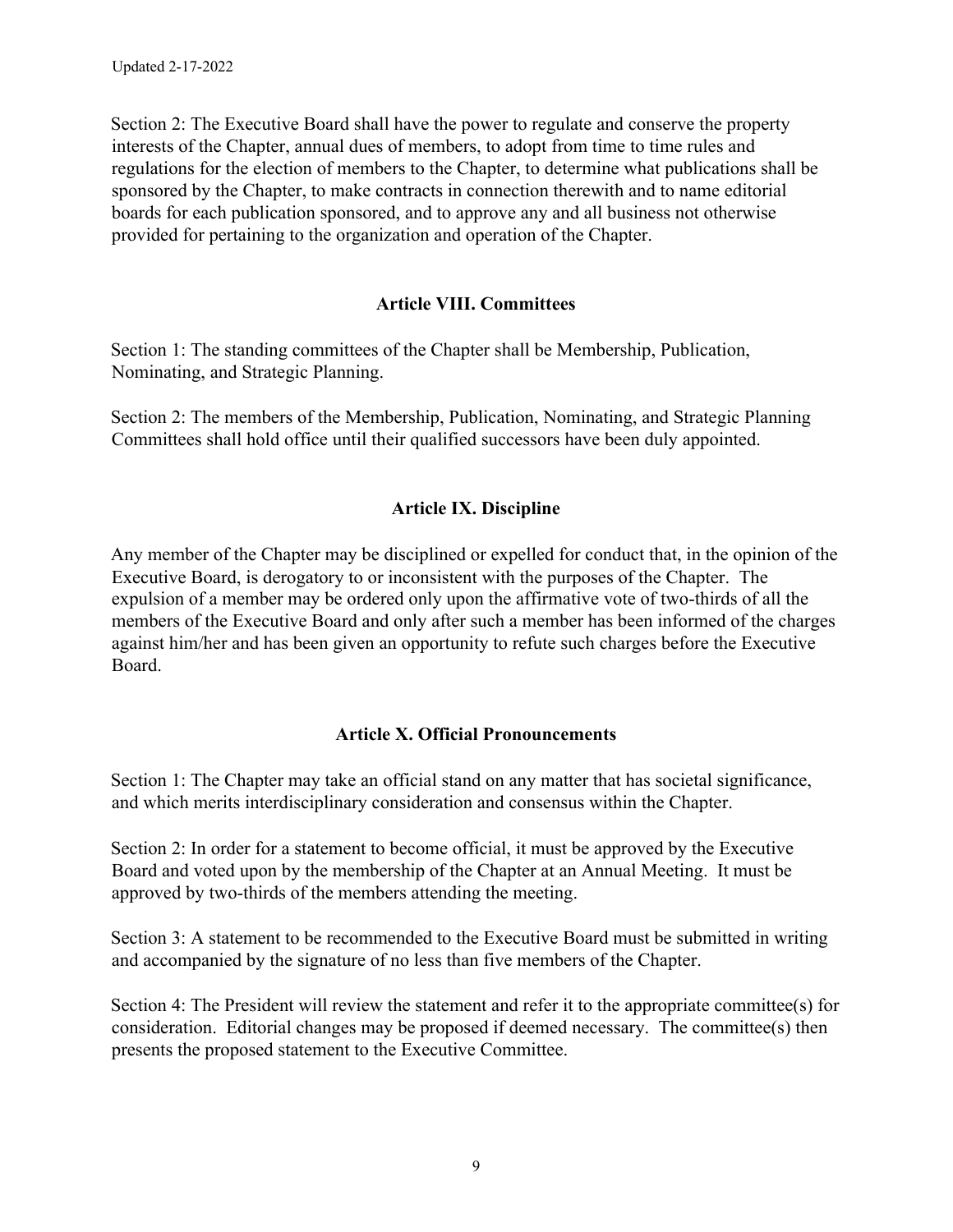Section 2: The Executive Board shall have the power to regulate and conserve the property interests of the Chapter, annual dues of members, to adopt from time to time rules and regulations for the election of members to the Chapter, to determine what publications shall be sponsored by the Chapter, to make contracts in connection therewith and to name editorial boards for each publication sponsored, and to approve any and all business not otherwise provided for pertaining to the organization and operation of the Chapter.

## Article VIII. Committees

Section 1: The standing committees of the Chapter shall be Membership, Publication, Nominating, and Strategic Planning.

Section 2: The members of the Membership, Publication, Nominating, and Strategic Planning Committees shall hold office until their qualified successors have been duly appointed.

## Article IX. Discipline

Any member of the Chapter may be disciplined or expelled for conduct that, in the opinion of the Executive Board, is derogatory to or inconsistent with the purposes of the Chapter. The expulsion of a member may be ordered only upon the affirmative vote of two-thirds of all the members of the Executive Board and only after such a member has been informed of the charges against him/her and has been given an opportunity to refute such charges before the Executive Board.

## Article X. Official Pronouncements

Section 1: The Chapter may take an official stand on any matter that has societal significance, and which merits interdisciplinary consideration and consensus within the Chapter.

Section 2: In order for a statement to become official, it must be approved by the Executive Board and voted upon by the membership of the Chapter at an Annual Meeting. It must be approved by two-thirds of the members attending the meeting.

Section 3: A statement to be recommended to the Executive Board must be submitted in writing and accompanied by the signature of no less than five members of the Chapter.

Section 4: The President will review the statement and refer it to the appropriate committee(s) for consideration. Editorial changes may be proposed if deemed necessary. The committee(s) then presents the proposed statement to the Executive Committee.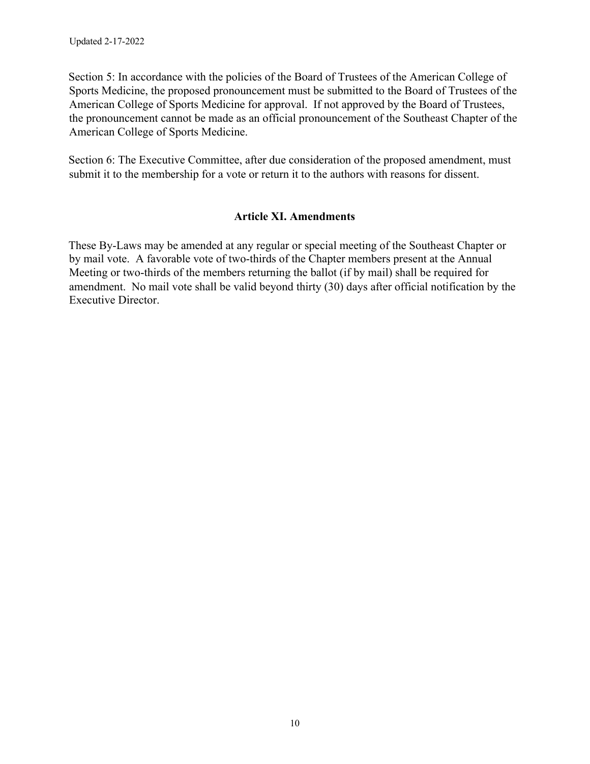Section 5: In accordance with the policies of the Board of Trustees of the American College of Sports Medicine, the proposed pronouncement must be submitted to the Board of Trustees of the American College of Sports Medicine for approval. If not approved by the Board of Trustees, the pronouncement cannot be made as an official pronouncement of the Southeast Chapter of the American College of Sports Medicine.

Section 6: The Executive Committee, after due consideration of the proposed amendment, must submit it to the membership for a vote or return it to the authors with reasons for dissent.

## Article XI. Amendments

These By-Laws may be amended at any regular or special meeting of the Southeast Chapter or by mail vote. A favorable vote of two-thirds of the Chapter members present at the Annual Meeting or two-thirds of the members returning the ballot (if by mail) shall be required for amendment. No mail vote shall be valid beyond thirty (30) days after official notification by the Executive Director.